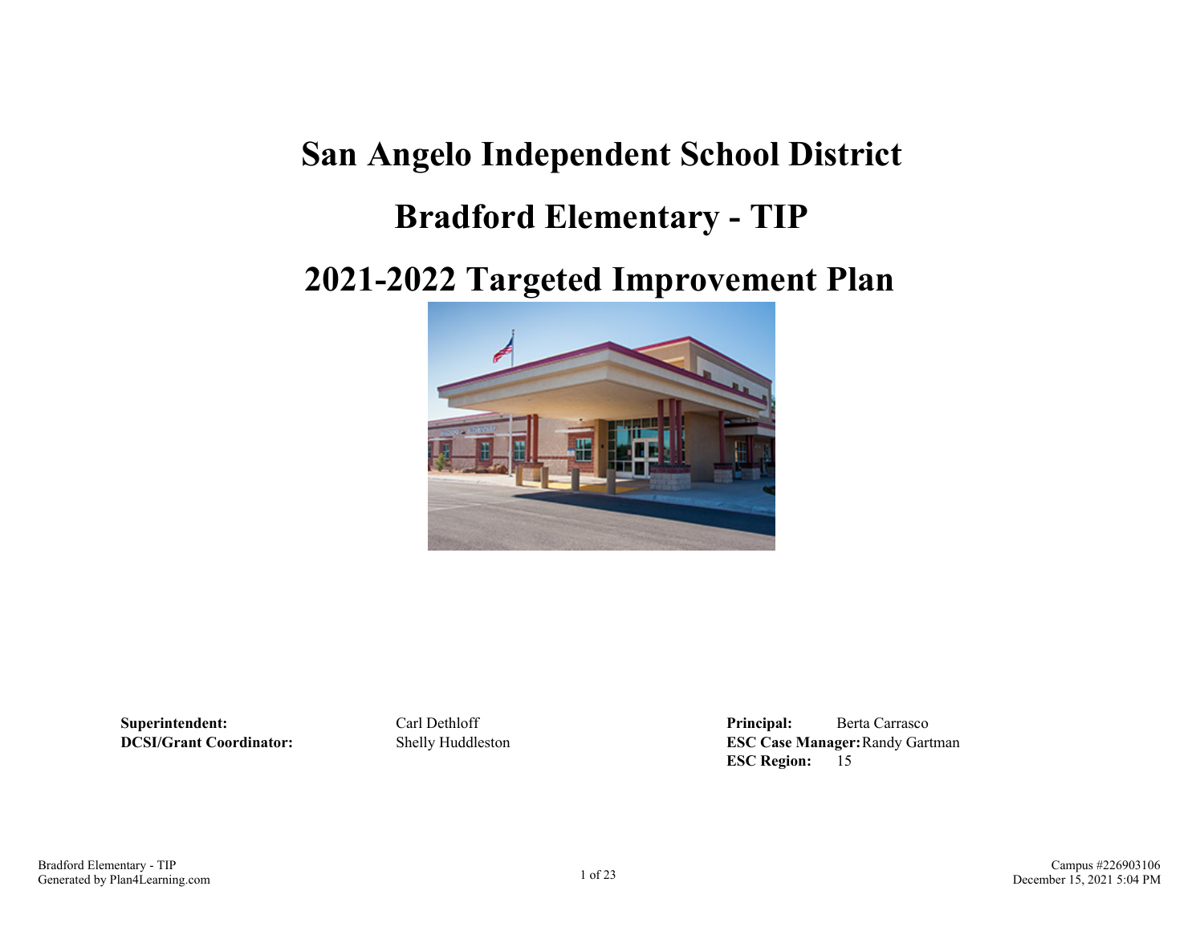# San Angelo Independent School District

# Bradford Elementary - TIP

# 2021-2022 Targeted Improvement Plan

**Superintendent:** Carl Dethloff

**DCSI/Grant Coordinator:** Shelly Huddleston

**Principal:** Berta Carrasco

**ESC Case Manager:** Randy Gartman

**ESC Region:** 15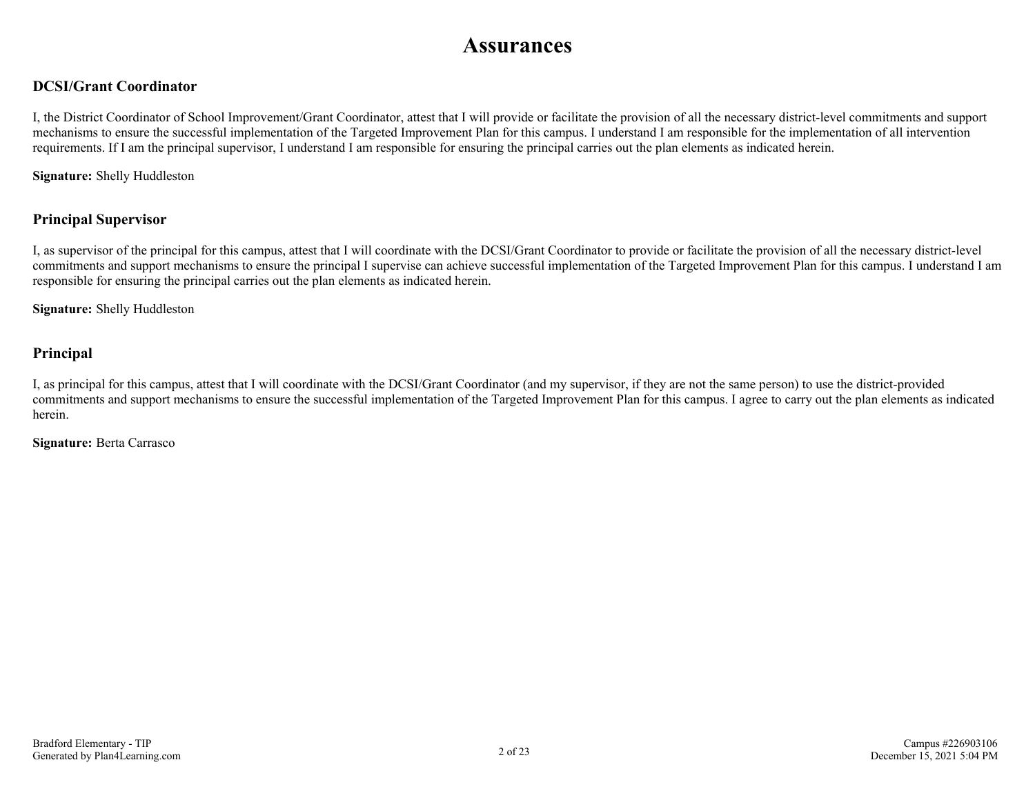# Assurances

## DCSI/Grant Coordinator

I, the District Coordinator of School Improvement/Grant Coordinator, attest that I will provide or facilitate the provision of all the necessary district-level commitments and support mechanisms to ensure the successful implementation of the Targeted Improvement Plan for this campus. I understand I am responsible for the implementation of all intervention requirements. If I am the principal supervisor, I understand I am responsible for ensuring the principal carries out the plan elements as indicated herein.

**Signature:** Shelly Huddleston

## Principal Supervisor

I, as supervisor of the principal for this campus, attest that I will coordinate with the DCSI/Grant Coordinator to provide or facilitate the provision of all the necessary district-level commitments and support mechanisms to ensure the principal I supervise can achieve successful implementation of the Targeted Improvement Plan for this campus. I understand I am responsible for ensuring the principal carries out the plan elements as indicated herein.

**Signature:** Shelly Huddleston

## Principal

I, as principal for this campus, attest that I will coordinate with the DCSI/Grant Coordinator (and my supervisor, if they are not the same person) to use the district-provided commitments and support mechanisms to ensure the successful implementation of the Targeted Improvement Plan for this campus. I agree to carry out the plan elements as indicated herein.

**Signature:** Berta Carrasco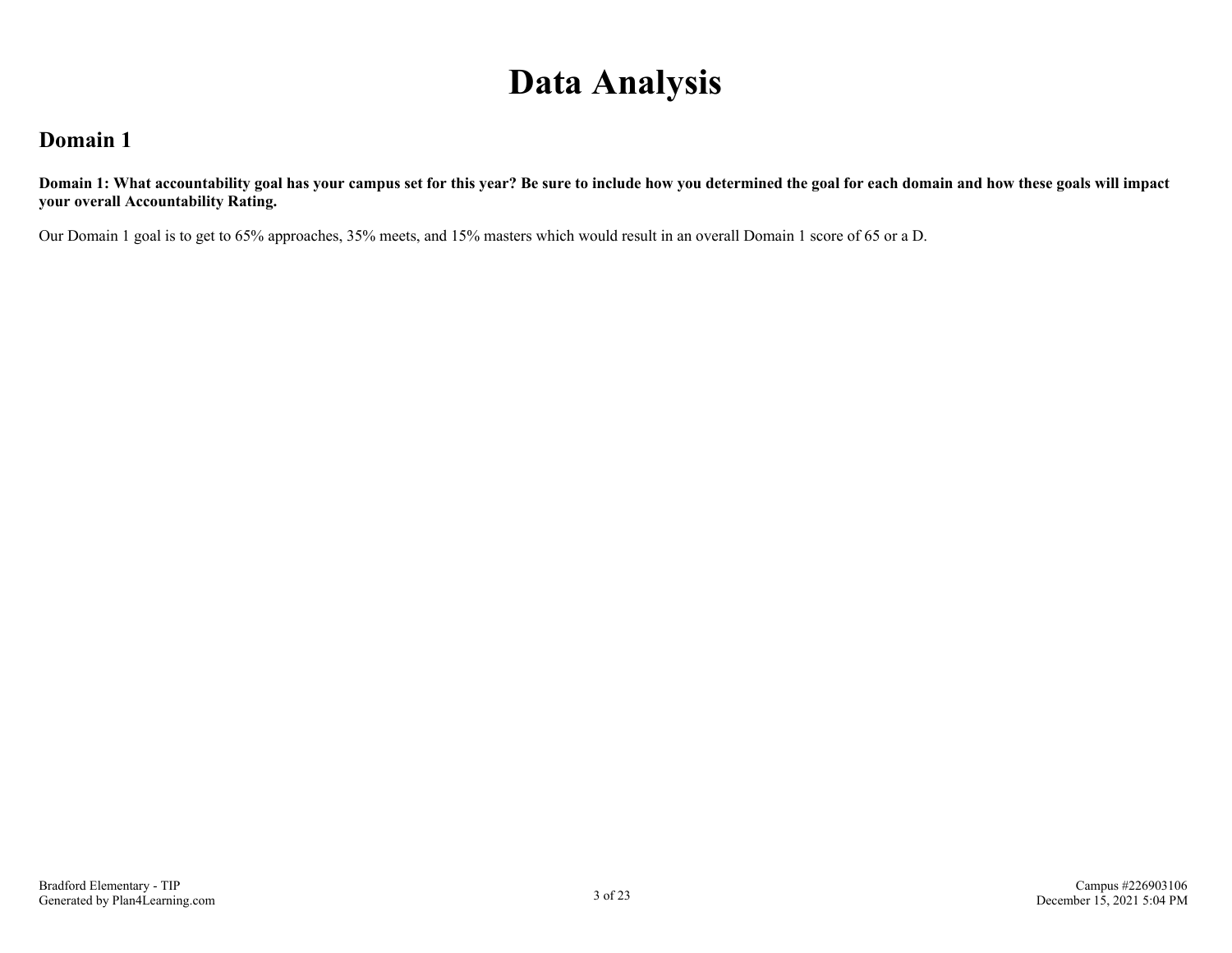# Data Analysis

## Domain 1

**Domain 1: What accountability goal has your campus set for this year? Be sure to include how you determined the goal for each domain and how these goals will impact your overall Accountability Rating.**

Our Domain 1 goal is to get to 65% approaches, 35% meets, and 15% masters which would result in an overall Domain 1 score of 65 or a D.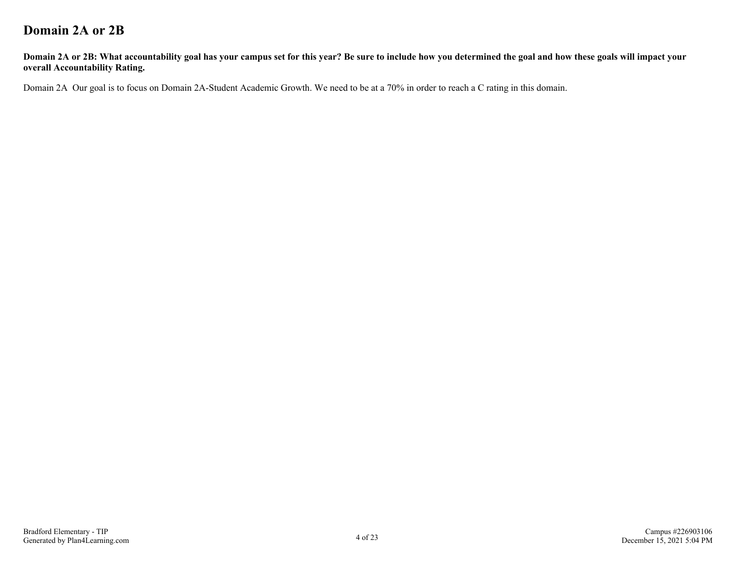# Domain 2A or 2B

**Domain 2A or 2B: What accountability goal has your campus set for this year? Be sure to include how you determined the goal and how these goals will impact your overall Accountability Rating.**

Domain 2A Our goal is to focus on Domain 2A-Student Academic Growth. We need to be at a 70% in order to reach a C rating in this domain.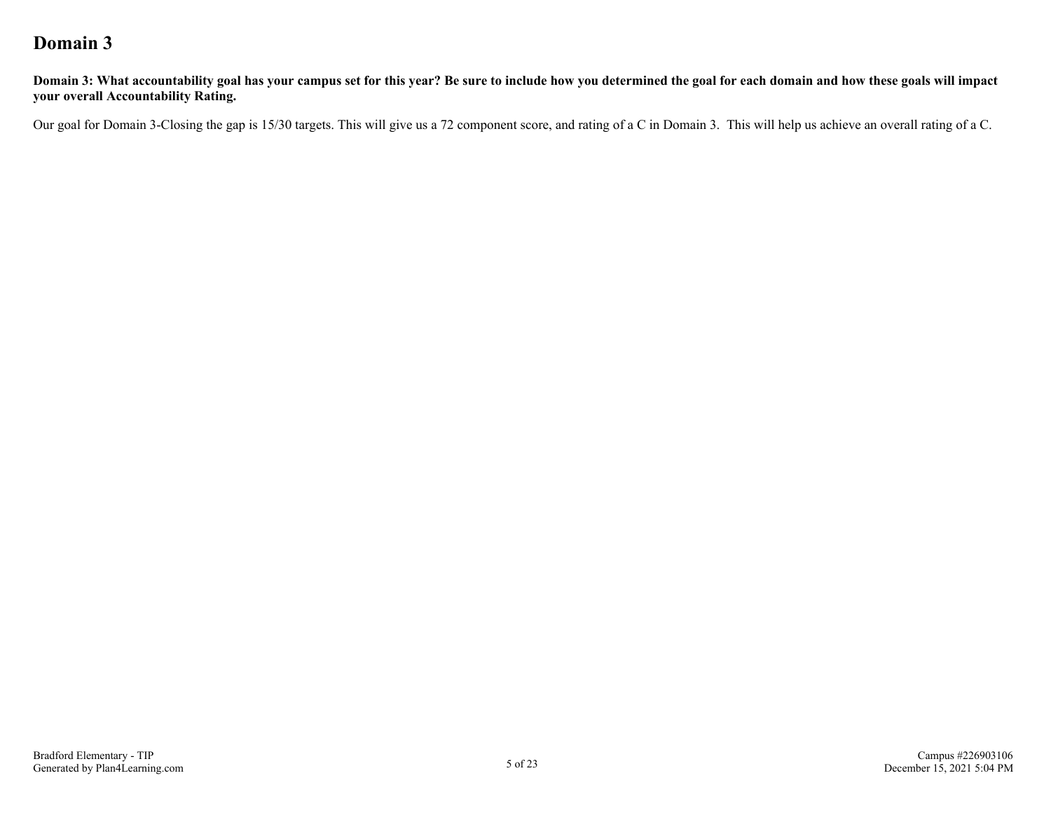# Domain 3

**Domain 3: What accountability goal has your campus set for this year? Be sure to include how you determined the goal for each domain and how these goals will impact your overall Accountability Rating.**

Our goal for Domain 3-Closing the gap is 15/30 targets. This will give us a 72 component score, and rating of a C in Domain 3. This will help us achieve an overall rating of a C.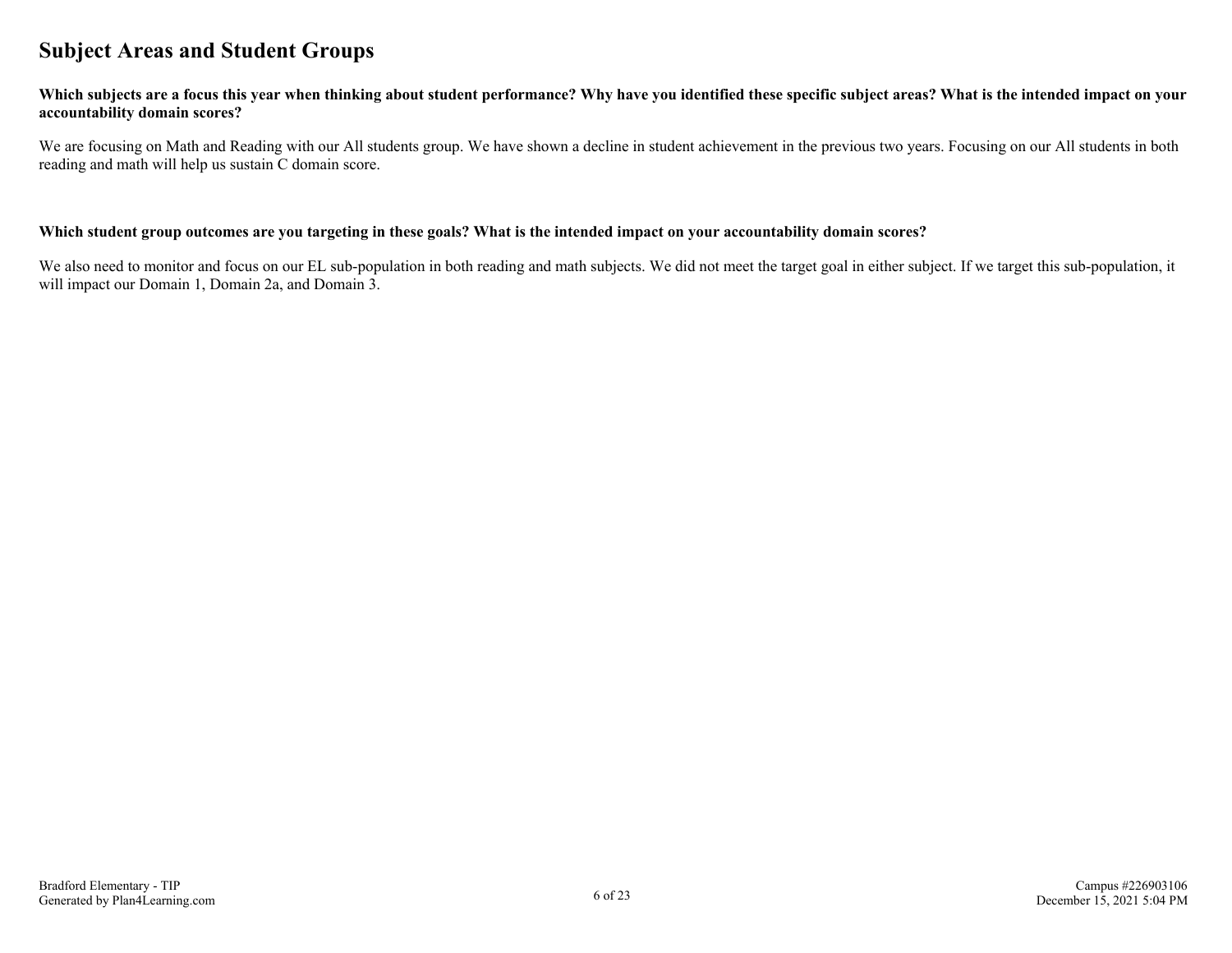## Subject Areas and Student Groups

**Which subjects are a focus this year when thinking about student performance? Why have you identified these specific subject areas? What is the intended impact on your accountability domain scores?**

We are focusing on Math and Reading with our All students group. We have shown a decline in student achievement in the previous two years. Focusing on our All students in both reading and math will help us sustain C domain score.

**Which student group outcomes are you targeting in these goals? What is the intended impact on your accountability domain scores?**

We also need to monitor and focus on our EL sub-population in both reading and math subjects. We did not meet the target goal in either subject. If we target this sub-population, it will impact our Domain 1, Domain 2a, and Domain 3.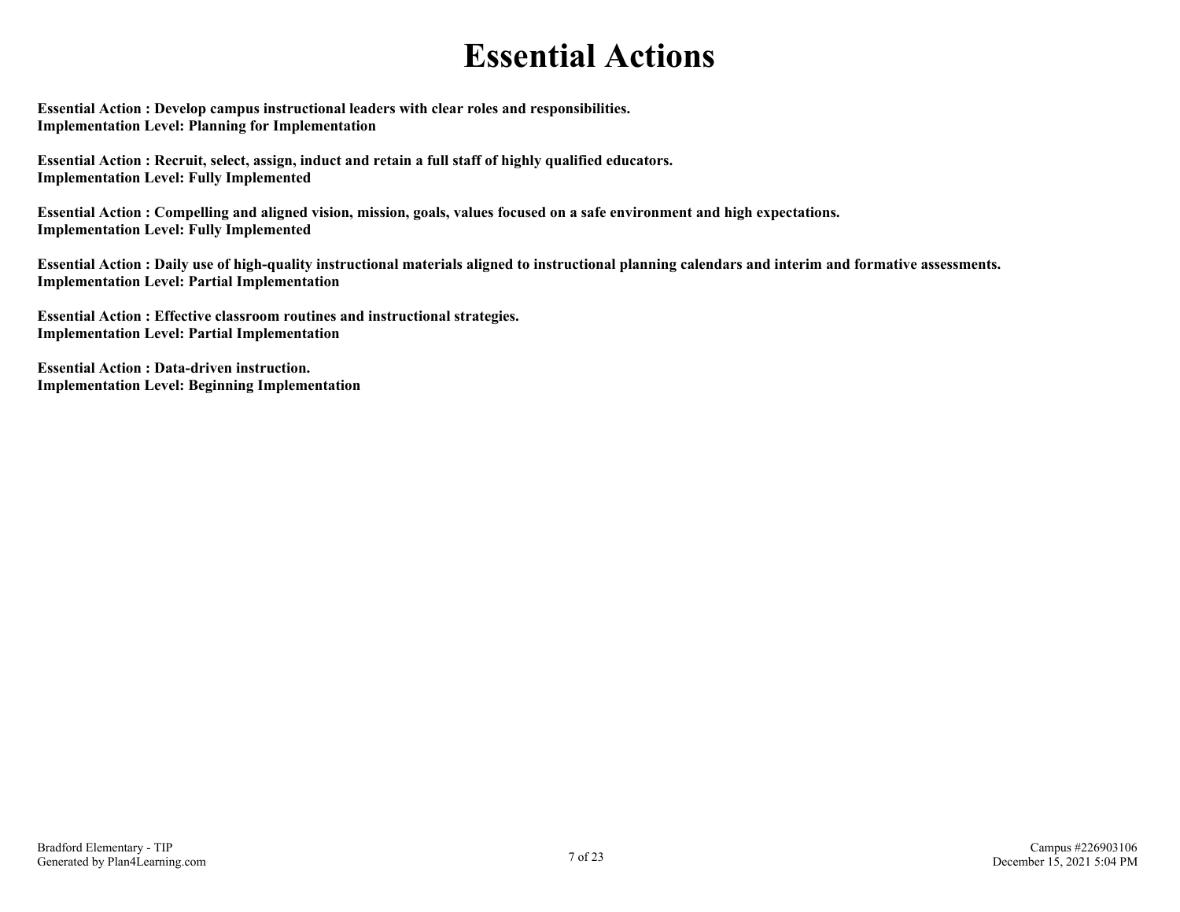# Essential Actions

**Essential Action : Develop campus instructional leaders with clear roles and responsibilities.**
**Implementation Level: Planning for Implementation**

**Essential Action : Recruit, select, assign, induct and retain a full staff of highly qualified educators.**
**Implementation Level: Fully Implemented**

**Essential Action : Compelling and aligned vision, mission, goals, values focused on a safe environment and high expectations.**
**Implementation Level: Fully Implemented**

**Essential Action : Daily use of high-quality instructional materials aligned to instructional planning calendars and interim and formative assessments.**
**Implementation Level: Partial Implementation**

**Essential Action : Effective classroom routines and instructional strategies.**
**Implementation Level: Partial Implementation**

**Essential Action : Data-driven instruction.**
**Implementation Level: Beginning Implementation**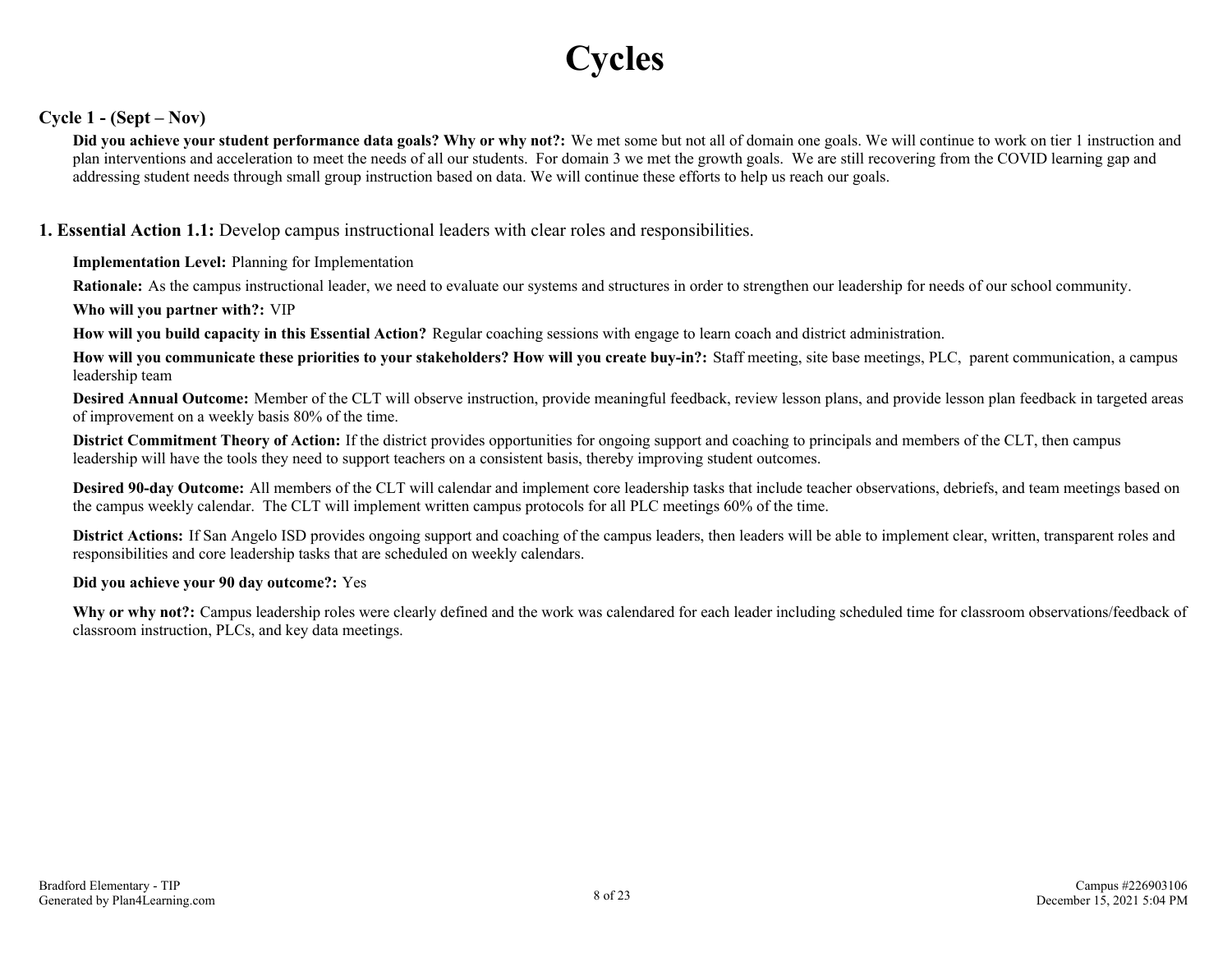# Cycles

### Cycle 1 - (Sept – Nov)

**Did you achieve your student performance data goals? Why or why not?:** We met some but not all of domain one goals. We will continue to work on tier 1 instruction and plan interventions and acceleration to meet the needs of all our students. For domain 3 we met the growth goals. We are still recovering from the COVID learning gap and addressing student needs through small group instruction based on data. We will continue these efforts to help us reach our goals.

### 1. Essential Action 1.1: Develop campus instructional leaders with clear roles and responsibilities.

**Implementation Level:** Planning for Implementation

**Rationale:** As the campus instructional leader, we need to evaluate our systems and structures in order to strengthen our leadership for needs of our school community.

**Who will you partner with?:** VIP

**How will you build capacity in this Essential Action?** Regular coaching sessions with engage to learn coach and district administration.

**How will you communicate these priorities to your stakeholders? How will you create buy-in?:** Staff meeting, site base meetings, PLC, parent communication, a campus leadership team

**Desired Annual Outcome:** Member of the CLT will observe instruction, provide meaningful feedback, review lesson plans, and provide lesson plan feedback in targeted areas of improvement on a weekly basis 80% of the time.

**District Commitment Theory of Action:** If the district provides opportunities for ongoing support and coaching to principals and members of the CLT, then campus leadership will have the tools they need to support teachers on a consistent basis, thereby improving student outcomes.

**Desired 90-day Outcome:** All members of the CLT will calendar and implement core leadership tasks that include teacher observations, debriefs, and team meetings based on the campus weekly calendar. The CLT will implement written campus protocols for all PLC meetings 60% of the time.

**District Actions:** If San Angelo ISD provides ongoing support and coaching of the campus leaders, then leaders will be able to implement clear, written, transparent roles and responsibilities and core leadership tasks that are scheduled on weekly calendars.

**Did you achieve your 90 day outcome?:** Yes

**Why or why not?:** Campus leadership roles were clearly defined and the work was calendared for each leader including scheduled time for classroom observations/feedback of classroom instruction, PLCs, and key data meetings.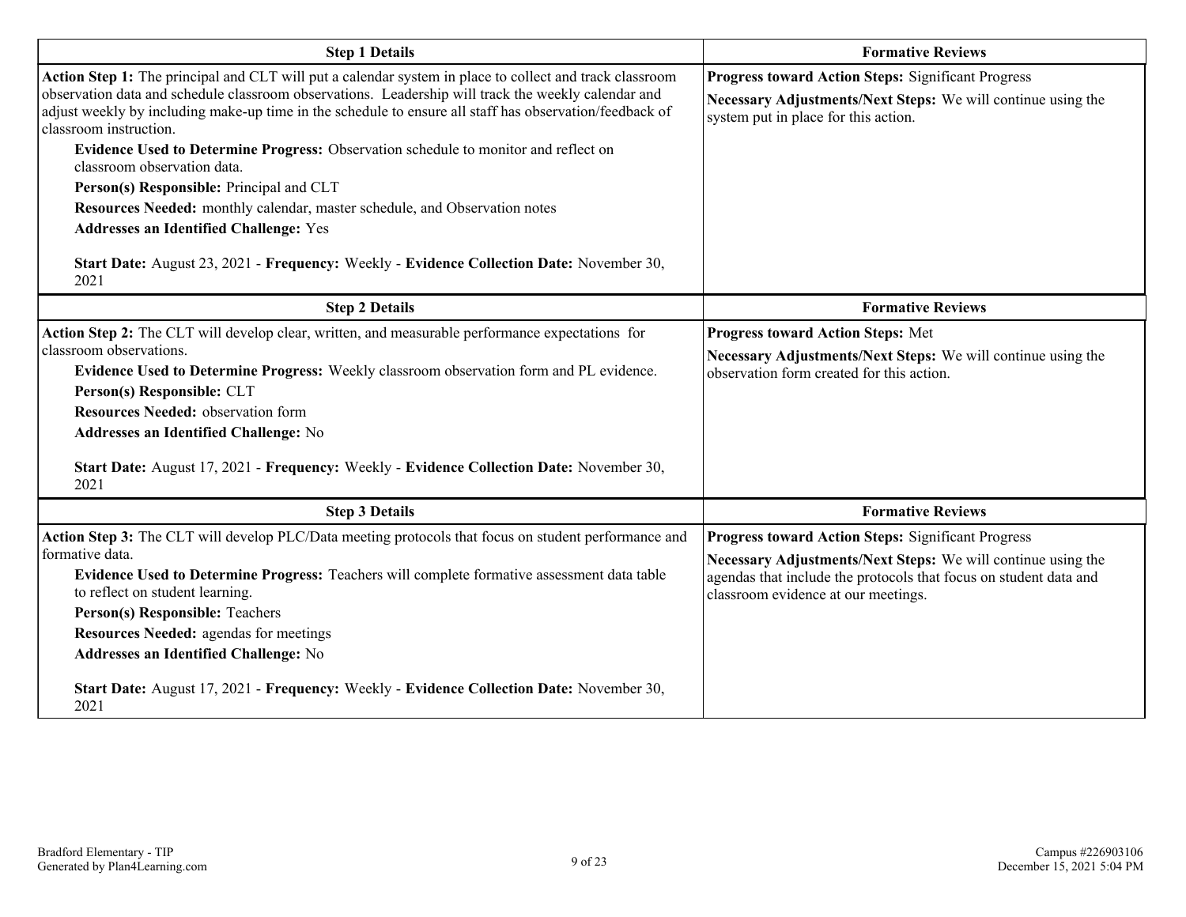| Step 1 Details | Formative Reviews |
|---|---|
| **Action Step 1:** The principal and CLT will put a calendar system in place to collect and track classroom observation data and schedule classroom observations. Leadership will track the weekly calendar and adjust weekly by including make-up time in the schedule to ensure all staff has observation/feedback of classroom instruction.<br>**Evidence Used to Determine Progress:** Observation schedule to monitor and reflect on classroom observation data.<br>**Person(s) Responsible:** Principal and CLT<br>**Resources Needed:** monthly calendar, master schedule, and Observation notes<br>**Addresses an Identified Challenge:** Yes<br><br>**Start Date:** August 23, 2021 - **Frequency:** Weekly - **Evidence Collection Date:** November 30, 2021 | **Progress toward Action Steps:** Significant Progress<br>**Necessary Adjustments/Next Steps:** We will continue using the system put in place for this action. |

| Step 2 Details | Formative Reviews |
|---|---|
| **Action Step 2:** The CLT will develop clear, written, and measurable performance expectations for classroom observations.<br>**Evidence Used to Determine Progress:** Weekly classroom observation form and PL evidence.<br>**Person(s) Responsible:** CLT<br>**Resources Needed:** observation form<br>**Addresses an Identified Challenge:** No<br><br>**Start Date:** August 17, 2021 - **Frequency:** Weekly - **Evidence Collection Date:** November 30, 2021 | **Progress toward Action Steps:** Met<br>**Necessary Adjustments/Next Steps:** We will continue using the observation form created for this action. |

| Step 3 Details | Formative Reviews |
|---|---|
| **Action Step 3:** The CLT will develop PLC/Data meeting protocols that focus on student performance and formative data.<br>**Evidence Used to Determine Progress:** Teachers will complete formative assessment data table to reflect on student learning.<br>**Person(s) Responsible:** Teachers<br>**Resources Needed:** agendas for meetings<br>**Addresses an Identified Challenge:** No<br><br>**Start Date:** August 17, 2021 - **Frequency:** Weekly - **Evidence Collection Date:** November 30, 2021 | **Progress toward Action Steps:** Significant Progress<br>**Necessary Adjustments/Next Steps:** We will continue using the agendas that include the protocols that focus on student data and classroom evidence at our meetings. |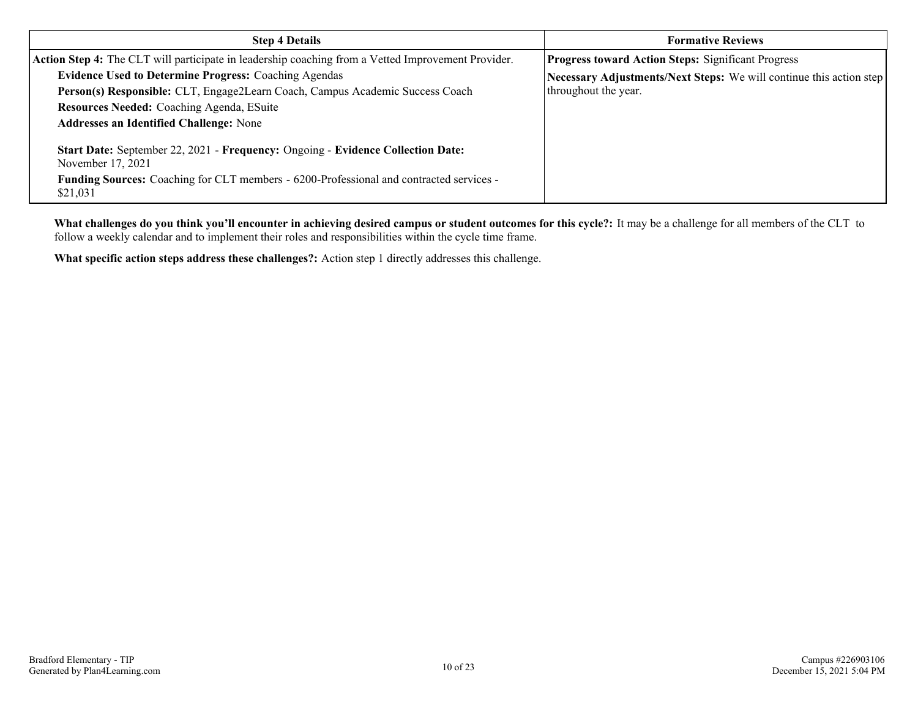| Step 4 Details | Formative Reviews |
|---|---|
| **Action Step 4:** The CLT will participate in leadership coaching from a Vetted Improvement Provider.<br>**Evidence Used to Determine Progress:** Coaching Agendas<br>**Person(s) Responsible:** CLT, Engage2Learn Coach, Campus Academic Success Coach<br>**Resources Needed:** Coaching Agenda, ESuite<br>**Addresses an Identified Challenge:** None<br><br>**Start Date:** September 22, 2021 - **Frequency:** Ongoing - **Evidence Collection Date:** November 17, 2021<br>**Funding Sources:** Coaching for CLT members - 6200-Professional and contracted services - $21,031 | **Progress toward Action Steps:** Significant Progress<br>**Necessary Adjustments/Next Steps:** We will continue this action step throughout the year. |

**What challenges do you think you'll encounter in achieving desired campus or student outcomes for this cycle?:** It may be a challenge for all members of the CLT to follow a weekly calendar and to implement their roles and responsibilities within the cycle time frame.

**What specific action steps address these challenges?:** Action step 1 directly addresses this challenge.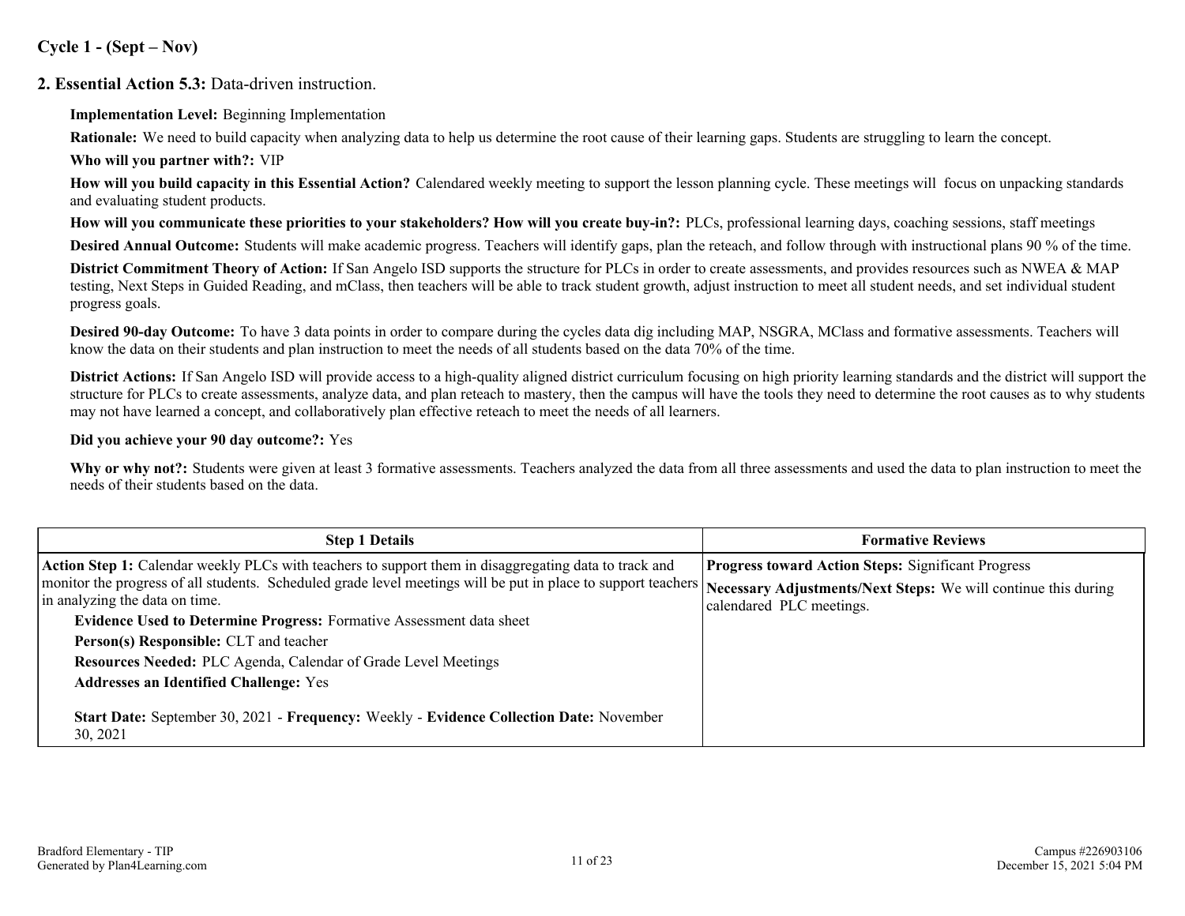## Cycle 1 - (Sept – Nov)

### 2. Essential Action 5.3: Data-driven instruction.

**Implementation Level:** Beginning Implementation

**Rationale:** We need to build capacity when analyzing data to help us determine the root cause of their learning gaps. Students are struggling to learn the concept.

**Who will you partner with?:** VIP

**How will you build capacity in this Essential Action?** Calendared weekly meeting to support the lesson planning cycle. These meetings will focus on unpacking standards and evaluating student products.

**How will you communicate these priorities to your stakeholders? How will you create buy-in?:** PLCs, professional learning days, coaching sessions, staff meetings

**Desired Annual Outcome:** Students will make academic progress. Teachers will identify gaps, plan the reteach, and follow through with instructional plans 90 % of the time.

**District Commitment Theory of Action:** If San Angelo ISD supports the structure for PLCs in order to create assessments, and provides resources such as NWEA & MAP testing, Next Steps in Guided Reading, and mClass, then teachers will be able to track student growth, adjust instruction to meet all student needs, and set individual student progress goals.

**Desired 90-day Outcome:** To have 3 data points in order to compare during the cycles data dig including MAP, NSGRA, MClass and formative assessments. Teachers will know the data on their students and plan instruction to meet the needs of all students based on the data 70% of the time.

**District Actions:** If San Angelo ISD will provide access to a high-quality aligned district curriculum focusing on high priority learning standards and the district will support the structure for PLCs to create assessments, analyze data, and plan reteach to mastery, then the campus will have the tools they need to determine the root causes as to why students may not have learned a concept, and collaboratively plan effective reteach to meet the needs of all learners.

**Did you achieve your 90 day outcome?:** Yes

**Why or why not?:** Students were given at least 3 formative assessments. Teachers analyzed the data from all three assessments and used the data to plan instruction to meet the needs of their students based on the data.

| Step 1 Details | Formative Reviews |
|---|---|
| **Action Step 1:** Calendar weekly PLCs with teachers to support them in disaggregating data to track and monitor the progress of all students. Scheduled grade level meetings will be put in place to support teachers in analyzing the data on time.<br>**Evidence Used to Determine Progress:** Formative Assessment data sheet<br>**Person(s) Responsible:** CLT and teacher<br>**Resources Needed:** PLC Agenda, Calendar of Grade Level Meetings<br>**Addresses an Identified Challenge:** Yes<br>**Start Date:** September 30, 2021 - **Frequency:** Weekly - **Evidence Collection Date:** November 30, 2021 | **Progress toward Action Steps:** Significant Progress<br>**Necessary Adjustments/Next Steps:** We will continue this during calendared PLC meetings. |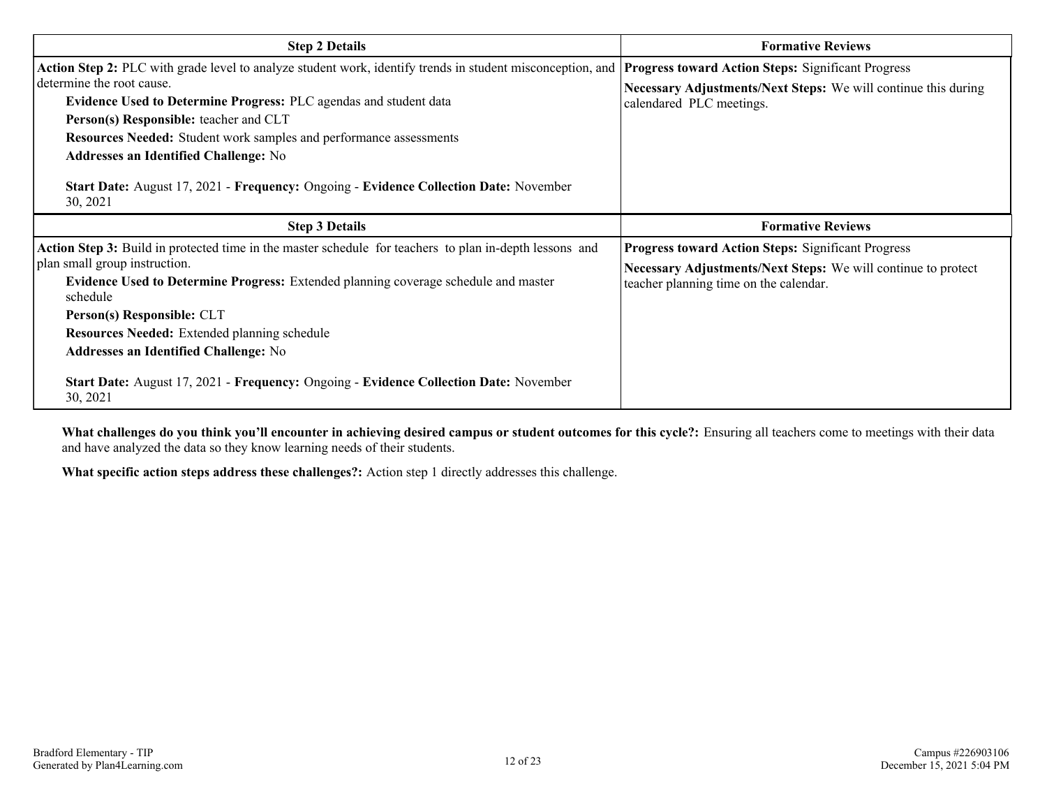| Step 2 Details | Formative Reviews |
|---|---|
| **Action Step 2:** PLC with grade level to analyze student work, identify trends in student misconception, and determine the root cause.<br>**Evidence Used to Determine Progress:** PLC agendas and student data<br>**Person(s) Responsible:** teacher and CLT<br>**Resources Needed:** Student work samples and performance assessments<br>**Addresses an Identified Challenge:** No<br>**Start Date:** August 17, 2021 - **Frequency:** Ongoing - **Evidence Collection Date:** November 30, 2021 | **Progress toward Action Steps:** Significant Progress<br>**Necessary Adjustments/Next Steps:** We will continue this during calendared PLC meetings. |

| Step 3 Details | Formative Reviews |
|---|---|
| **Action Step 3:** Build in protected time in the master schedule for teachers to plan in-depth lessons and plan small group instruction.<br>**Evidence Used to Determine Progress:** Extended planning coverage schedule and master schedule<br>**Person(s) Responsible:** CLT<br>**Resources Needed:** Extended planning schedule<br>**Addresses an Identified Challenge:** No<br>**Start Date:** August 17, 2021 - **Frequency:** Ongoing - **Evidence Collection Date:** November 30, 2021 | **Progress toward Action Steps:** Significant Progress<br>**Necessary Adjustments/Next Steps:** We will continue to protect teacher planning time on the calendar. |

**What challenges do you think you'll encounter in achieving desired campus or student outcomes for this cycle?:** Ensuring all teachers come to meetings with their data and have analyzed the data so they know learning needs of their students.

**What specific action steps address these challenges?:** Action step 1 directly addresses this challenge.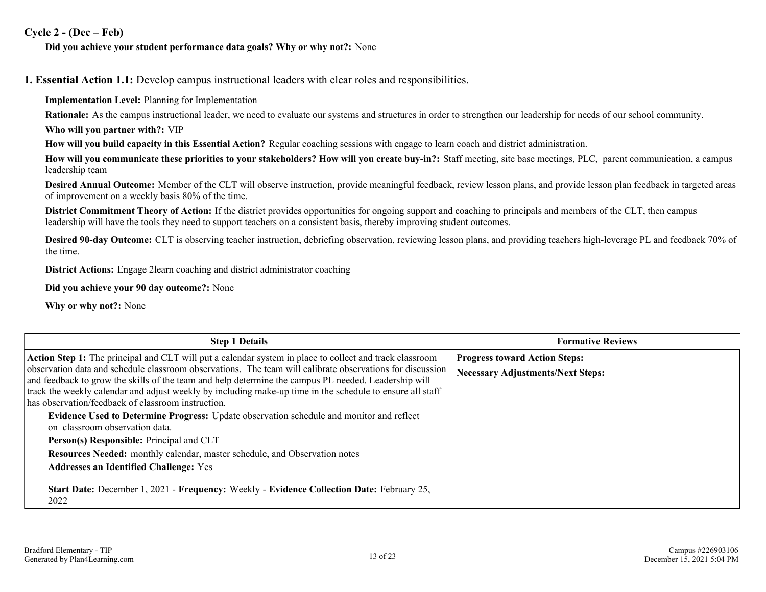## Cycle 2 - (Dec – Feb)

**Did you achieve your student performance data goals? Why or why not?:** None

### 1. Essential Action 1.1: Develop campus instructional leaders with clear roles and responsibilities.

**Implementation Level:** Planning for Implementation

**Rationale:** As the campus instructional leader, we need to evaluate our systems and structures in order to strengthen our leadership for needs of our school community.

**Who will you partner with?:** VIP

**How will you build capacity in this Essential Action?** Regular coaching sessions with engage to learn coach and district administration.

**How will you communicate these priorities to your stakeholders? How will you create buy-in?:** Staff meeting, site base meetings, PLC, parent communication, a campus leadership team

**Desired Annual Outcome:** Member of the CLT will observe instruction, provide meaningful feedback, review lesson plans, and provide lesson plan feedback in targeted areas of improvement on a weekly basis 80% of the time.

**District Commitment Theory of Action:** If the district provides opportunities for ongoing support and coaching to principals and members of the CLT, then campus leadership will have the tools they need to support teachers on a consistent basis, thereby improving student outcomes.

**Desired 90-day Outcome:** CLT is observing teacher instruction, debriefing observation, reviewing lesson plans, and providing teachers high-leverage PL and feedback 70% of the time.

**District Actions:** Engage 2learn coaching and district administrator coaching

**Did you achieve your 90 day outcome?:** None

**Why or why not?:** None

| Step 1 Details | Formative Reviews |
|---|---|
| **Action Step 1:** The principal and CLT will put a calendar system in place to collect and track classroom observation data and schedule classroom observations. The team will calibrate observations for discussion and feedback to grow the skills of the team and help determine the campus PL needed. Leadership will track the weekly calendar and adjust weekly by including make-up time in the schedule to ensure all staff has observation/feedback of classroom instruction.<br>**Evidence Used to Determine Progress:** Update observation schedule and monitor and reflect on classroom observation data.<br>**Person(s) Responsible:** Principal and CLT<br>**Resources Needed:** monthly calendar, master schedule, and Observation notes<br>**Addresses an Identified Challenge:** Yes<br>**Start Date:** December 1, 2021 - **Frequency:** Weekly - **Evidence Collection Date:** February 25, 2022 | **Progress toward Action Steps:**<br>**Necessary Adjustments/Next Steps:** |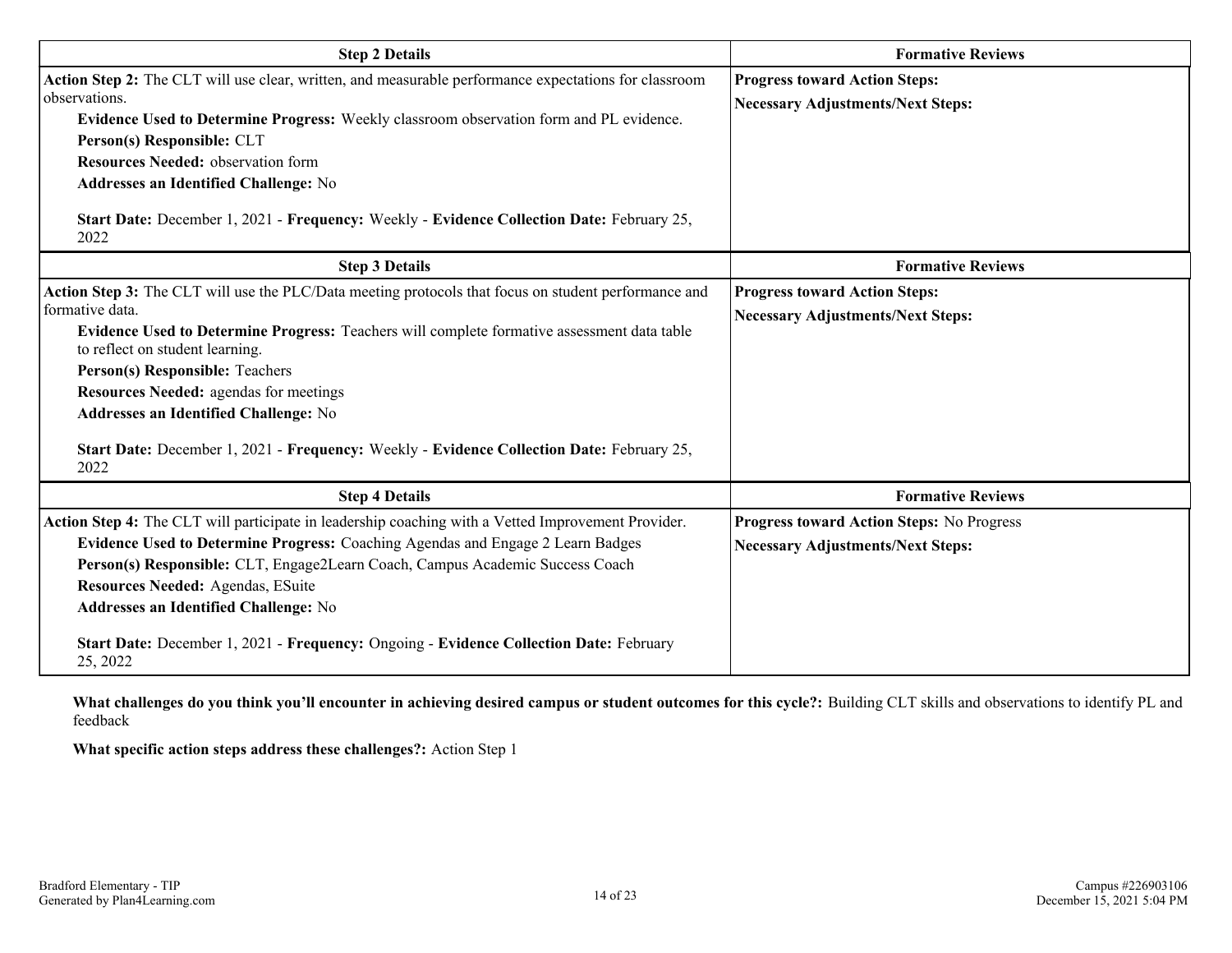| Step 2 Details | Formative Reviews |
| --- | --- |
| **Action Step 2:** The CLT will use clear, written, and measurable performance expectations for classroom observations.<br>**Evidence Used to Determine Progress:** Weekly classroom observation form and PL evidence.<br>**Person(s) Responsible:** CLT<br>**Resources Needed:** observation form<br>**Addresses an Identified Challenge:** No<br><br>**Start Date:** December 1, 2021 - **Frequency:** Weekly - **Evidence Collection Date:** February 25, 2022 | **Progress toward Action Steps:**<br>**Necessary Adjustments/Next Steps:** |

| Step 3 Details | Formative Reviews |
| --- | --- |
| **Action Step 3:** The CLT will use the PLC/Data meeting protocols that focus on student performance and formative data.<br>**Evidence Used to Determine Progress:** Teachers will complete formative assessment data table to reflect on student learning.<br>**Person(s) Responsible:** Teachers<br>**Resources Needed:** agendas for meetings<br>**Addresses an Identified Challenge:** No<br><br>**Start Date:** December 1, 2021 - **Frequency:** Weekly - **Evidence Collection Date:** February 25, 2022 | **Progress toward Action Steps:**<br>**Necessary Adjustments/Next Steps:** |

| Step 4 Details | Formative Reviews |
| --- | --- |
| **Action Step 4:** The CLT will participate in leadership coaching with a Vetted Improvement Provider.<br>**Evidence Used to Determine Progress:** Coaching Agendas and Engage 2 Learn Badges<br>**Person(s) Responsible:** CLT, Engage2Learn Coach, Campus Academic Success Coach<br>**Resources Needed:** Agendas, ESuite<br>**Addresses an Identified Challenge:** No<br><br>**Start Date:** December 1, 2021 - **Frequency:** Ongoing - **Evidence Collection Date:** February 25, 2022 | **Progress toward Action Steps:** No Progress<br>**Necessary Adjustments/Next Steps:** |

**What challenges do you think you'll encounter in achieving desired campus or student outcomes for this cycle?:** Building CLT skills and observations to identify PL and feedback

**What specific action steps address these challenges?:** Action Step 1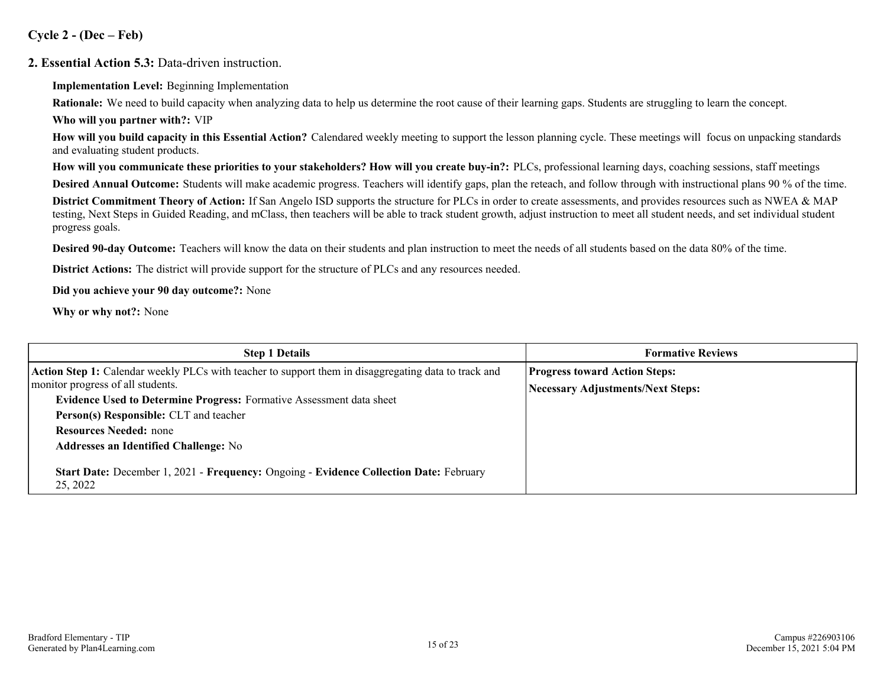**Cycle 2 - (Dec – Feb)**

**2. Essential Action 5.3:** Data-driven instruction.

**Implementation Level:** Beginning Implementation

**Rationale:** We need to build capacity when analyzing data to help us determine the root cause of their learning gaps. Students are struggling to learn the concept.

**Who will you partner with?:** VIP

**How will you build capacity in this Essential Action?** Calendared weekly meeting to support the lesson planning cycle. These meetings will focus on unpacking standards and evaluating student products.

**How will you communicate these priorities to your stakeholders? How will you create buy-in?:** PLCs, professional learning days, coaching sessions, staff meetings

**Desired Annual Outcome:** Students will make academic progress. Teachers will identify gaps, plan the reteach, and follow through with instructional plans 90 % of the time.

**District Commitment Theory of Action:** If San Angelo ISD supports the structure for PLCs in order to create assessments, and provides resources such as NWEA & MAP testing, Next Steps in Guided Reading, and mClass, then teachers will be able to track student growth, adjust instruction to meet all student needs, and set individual student progress goals.

**Desired 90-day Outcome:** Teachers will know the data on their students and plan instruction to meet the needs of all students based on the data 80% of the time.

**District Actions:** The district will provide support for the structure of PLCs and any resources needed.

**Did you achieve your 90 day outcome?:** None

**Why or why not?:** None

| Step 1 Details | Formative Reviews |
|---|---|
| **Action Step 1:** Calendar weekly PLCs with teacher to support them in disaggregating data to track and monitor progress of all students.<br>**Evidence Used to Determine Progress:** Formative Assessment data sheet<br>**Person(s) Responsible:** CLT and teacher<br>**Resources Needed:** none<br>**Addresses an Identified Challenge:** No<br>**Start Date:** December 1, 2021 - **Frequency:** Ongoing - **Evidence Collection Date:** February 25, 2022 | **Progress toward Action Steps:**<br>**Necessary Adjustments/Next Steps:** |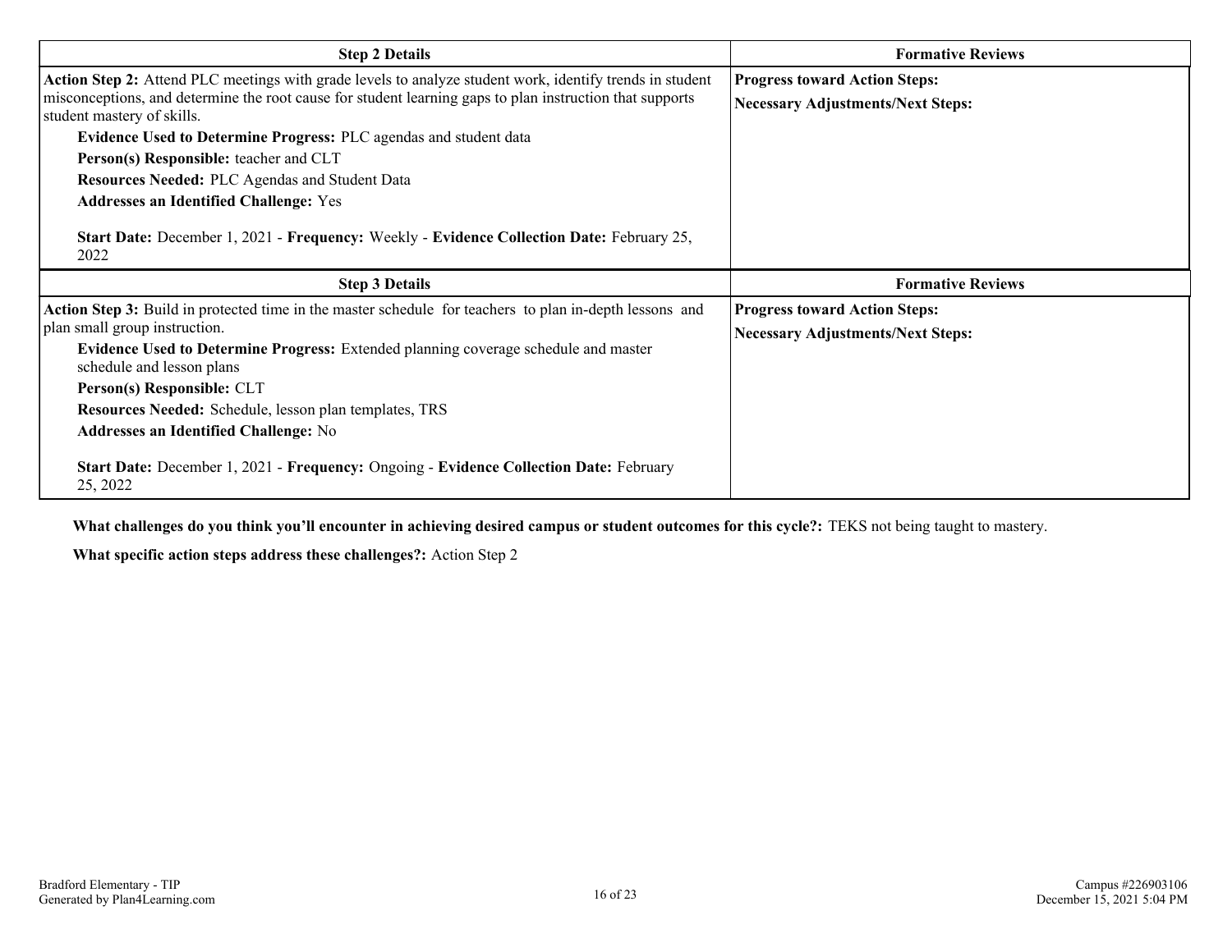| Step 2 Details | Formative Reviews |
|---|---|
| **Action Step 2:** Attend PLC meetings with grade levels to analyze student work, identify trends in student misconceptions, and determine the root cause for student learning gaps to plan instruction that supports student mastery of skills.<br>**Evidence Used to Determine Progress:** PLC agendas and student data<br>**Person(s) Responsible:** teacher and CLT<br>**Resources Needed:** PLC Agendas and Student Data<br>**Addresses an Identified Challenge:** Yes<br><br>**Start Date:** December 1, 2021 - **Frequency:** Weekly - **Evidence Collection Date:** February 25, 2022 | **Progress toward Action Steps:**<br>**Necessary Adjustments/Next Steps:** |

| Step 3 Details | Formative Reviews |
|---|---|
| **Action Step 3:** Build in protected time in the master schedule for teachers to plan in-depth lessons and plan small group instruction.<br>**Evidence Used to Determine Progress:** Extended planning coverage schedule and master schedule and lesson plans<br>**Person(s) Responsible:** CLT<br>**Resources Needed:** Schedule, lesson plan templates, TRS<br>**Addresses an Identified Challenge:** No<br><br>**Start Date:** December 1, 2021 - **Frequency:** Ongoing - **Evidence Collection Date:** February 25, 2022 | **Progress toward Action Steps:**<br>**Necessary Adjustments/Next Steps:** |

**What challenges do you think you'll encounter in achieving desired campus or student outcomes for this cycle?:** TEKS not being taught to mastery.

**What specific action steps address these challenges?:** Action Step 2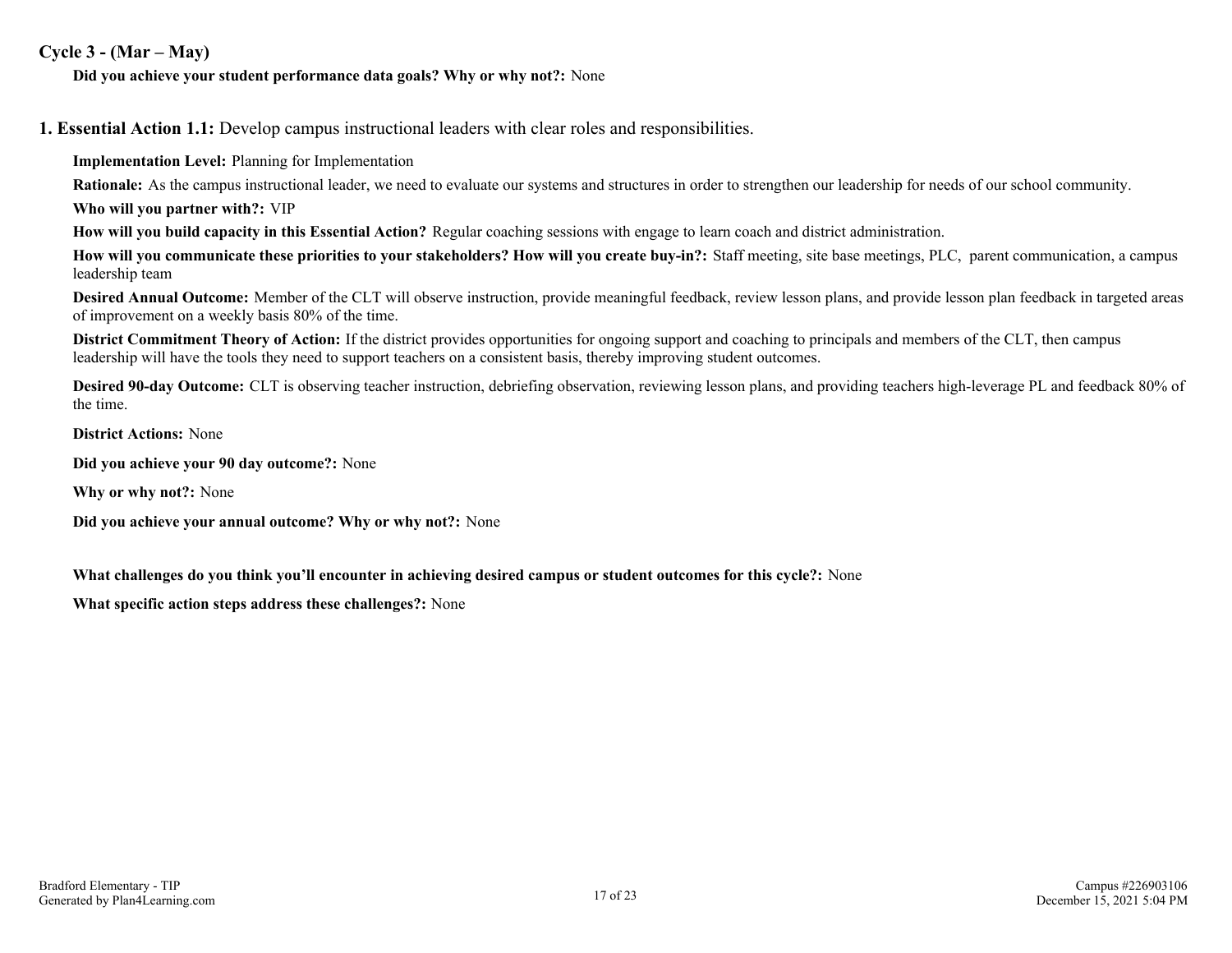## Cycle 3 - (Mar – May)

**Did you achieve your student performance data goals? Why or why not?:** None

### 1. Essential Action 1.1: Develop campus instructional leaders with clear roles and responsibilities.

**Implementation Level:** Planning for Implementation

**Rationale:** As the campus instructional leader, we need to evaluate our systems and structures in order to strengthen our leadership for needs of our school community.

**Who will you partner with?:** VIP

**How will you build capacity in this Essential Action?** Regular coaching sessions with engage to learn coach and district administration.

**How will you communicate these priorities to your stakeholders? How will you create buy-in?:** Staff meeting, site base meetings, PLC, parent communication, a campus leadership team

**Desired Annual Outcome:** Member of the CLT will observe instruction, provide meaningful feedback, review lesson plans, and provide lesson plan feedback in targeted areas of improvement on a weekly basis 80% of the time.

**District Commitment Theory of Action:** If the district provides opportunities for ongoing support and coaching to principals and members of the CLT, then campus leadership will have the tools they need to support teachers on a consistent basis, thereby improving student outcomes.

**Desired 90-day Outcome:** CLT is observing teacher instruction, debriefing observation, reviewing lesson plans, and providing teachers high-leverage PL and feedback 80% of the time.

**District Actions:** None

**Did you achieve your 90 day outcome?:** None

**Why or why not?:** None

**Did you achieve your annual outcome? Why or why not?:** None

**What challenges do you think you'll encounter in achieving desired campus or student outcomes for this cycle?:** None

**What specific action steps address these challenges?:** None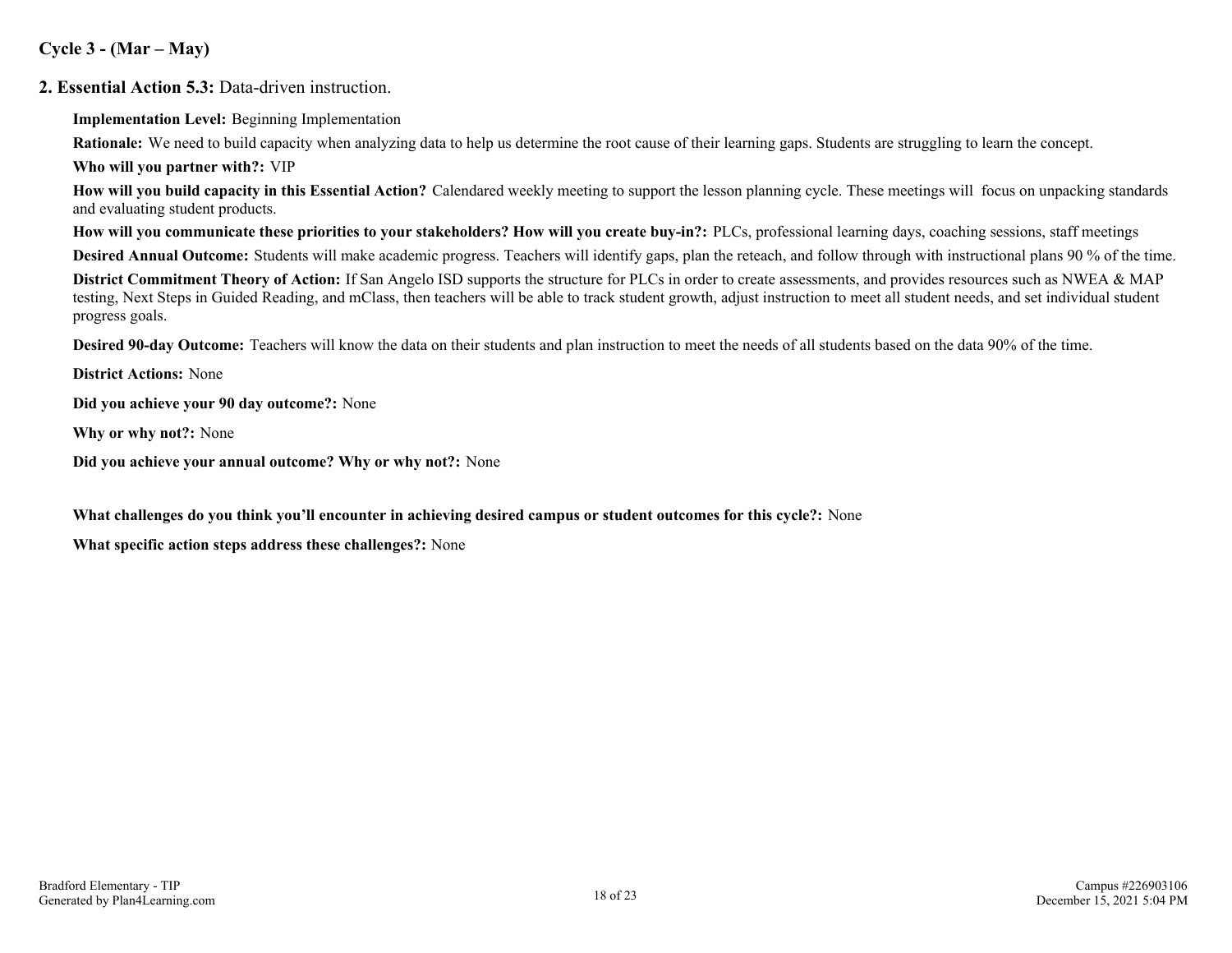**Cycle 3 - (Mar – May)**

**2. Essential Action 5.3:** Data-driven instruction.

**Implementation Level:** Beginning Implementation

**Rationale:** We need to build capacity when analyzing data to help us determine the root cause of their learning gaps. Students are struggling to learn the concept.

**Who will you partner with?:** VIP

**How will you build capacity in this Essential Action?** Calendared weekly meeting to support the lesson planning cycle. These meetings will focus on unpacking standards and evaluating student products.

**How will you communicate these priorities to your stakeholders? How will you create buy-in?:** PLCs, professional learning days, coaching sessions, staff meetings

**Desired Annual Outcome:** Students will make academic progress. Teachers will identify gaps, plan the reteach, and follow through with instructional plans 90 % of the time.

**District Commitment Theory of Action:** If San Angelo ISD supports the structure for PLCs in order to create assessments, and provides resources such as NWEA & MAP testing, Next Steps in Guided Reading, and mClass, then teachers will be able to track student growth, adjust instruction to meet all student needs, and set individual student progress goals.

**Desired 90-day Outcome:** Teachers will know the data on their students and plan instruction to meet the needs of all students based on the data 90% of the time.

**District Actions:** None

**Did you achieve your 90 day outcome?:** None

**Why or why not?:** None

**Did you achieve your annual outcome? Why or why not?:** None

**What challenges do you think you'll encounter in achieving desired campus or student outcomes for this cycle?:** None

**What specific action steps address these challenges?:** None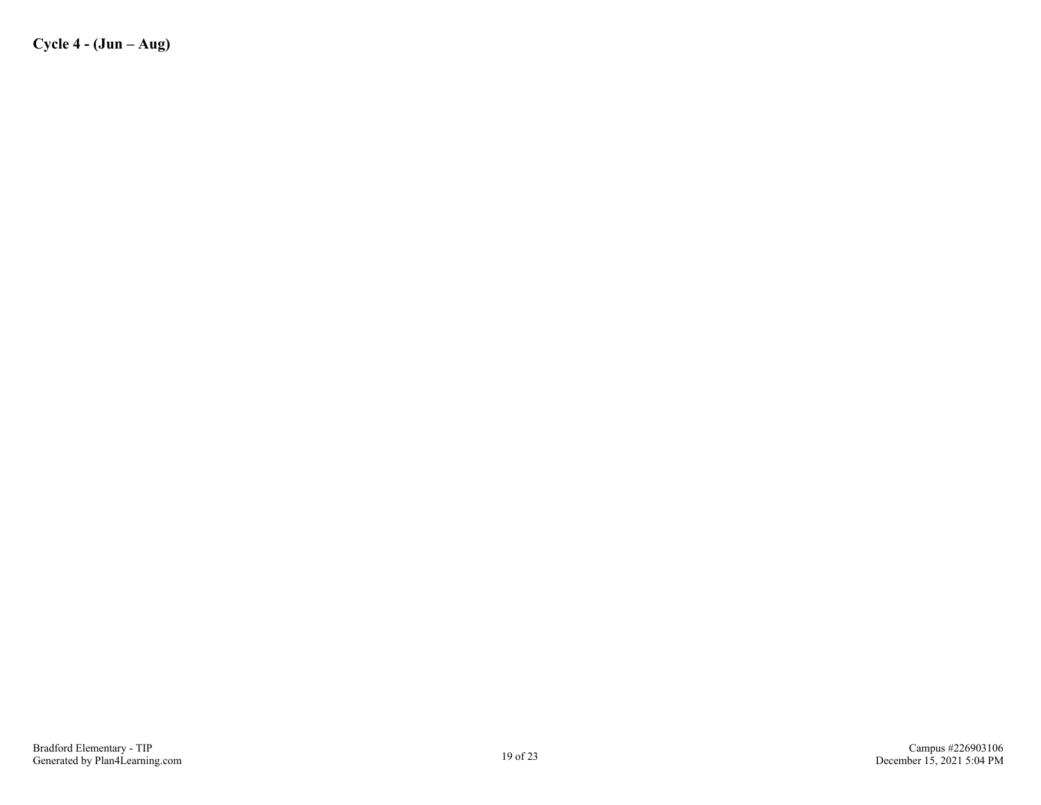**Cycle 4 - (Jun – Aug)**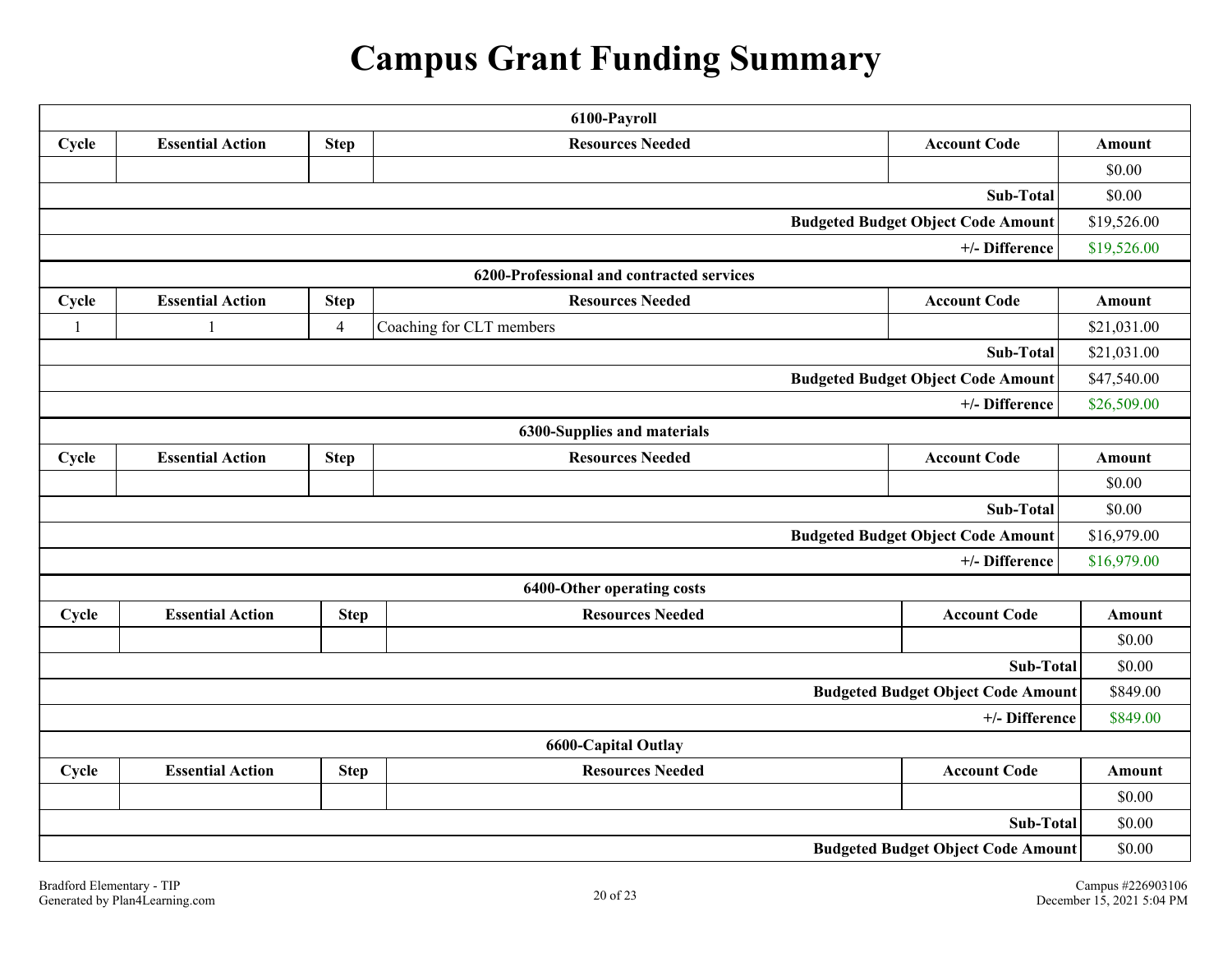# Campus Grant Funding Summary

| 6100-Payroll | | | | | |
|---|---|---|---|---|---|
| Cycle | Essential Action | Step | Resources Needed | Account Code | Amount |
| | | | | | $0.00 |
| | | | | Sub-Total | $0.00 |
| | | | | Budgeted Budget Object Code Amount | $19,526.00 |
| | | | | +/- Difference | $19,526.00 |

| 6200-Professional and contracted services | | | | | |
|---|---|---|---|---|---|
| Cycle | Essential Action | Step | Resources Needed | Account Code | Amount |
| 1 | 1 | 4 | Coaching for CLT members | | $21,031.00 |
| | | | | Sub-Total | $21,031.00 |
| | | | | Budgeted Budget Object Code Amount | $47,540.00 |
| | | | | +/- Difference | $26,509.00 |

| 6300-Supplies and materials | | | | | |
|---|---|---|---|---|---|
| Cycle | Essential Action | Step | Resources Needed | Account Code | Amount |
| | | | | | $0.00 |
| | | | | Sub-Total | $0.00 |
| | | | | Budgeted Budget Object Code Amount | $16,979.00 |
| | | | | +/- Difference | $16,979.00 |

| 6400-Other operating costs | | | | | |
|---|---|---|---|---|---|
| Cycle | Essential Action | Step | Resources Needed | Account Code | Amount |
| | | | | | $0.00 |
| | | | | Sub-Total | $0.00 |
| | | | | Budgeted Budget Object Code Amount | $849.00 |
| | | | | +/- Difference | $849.00 |

| 6600-Capital Outlay | | | | | |
|---|---|---|---|---|---|
| Cycle | Essential Action | Step | Resources Needed | Account Code | Amount |
| | | | | | $0.00 |
| | | | | Sub-Total | $0.00 |
| | | | | Budgeted Budget Object Code Amount | $0.00 |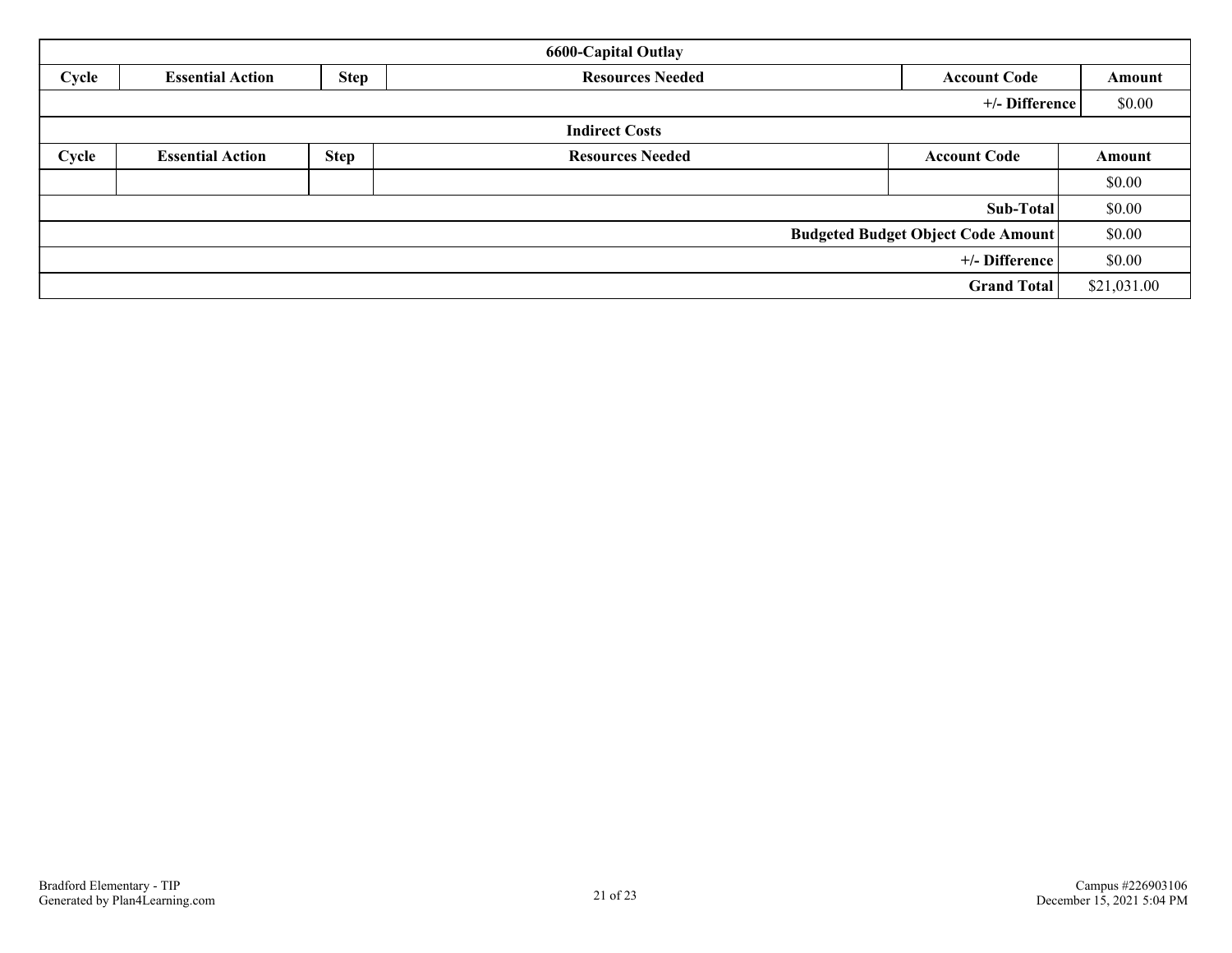| 6600-Capital Outlay | | | | | |
|---|---|---|---|---|---|
| Cycle | Essential Action | Step | Resources Needed | Account Code | Amount |
| | | | | +/- Difference | $0.00 |

| Indirect Costs | | | | | |
|---|---|---|---|---|---|
| Cycle | Essential Action | Step | Resources Needed | Account Code | Amount |
| | | | | | $0.00 |
| | | | | Sub-Total | $0.00 |
| | | | | Budgeted Budget Object Code Amount | $0.00 |
| | | | | +/- Difference | $0.00 |
| | | | | Grand Total | $21,031.00 |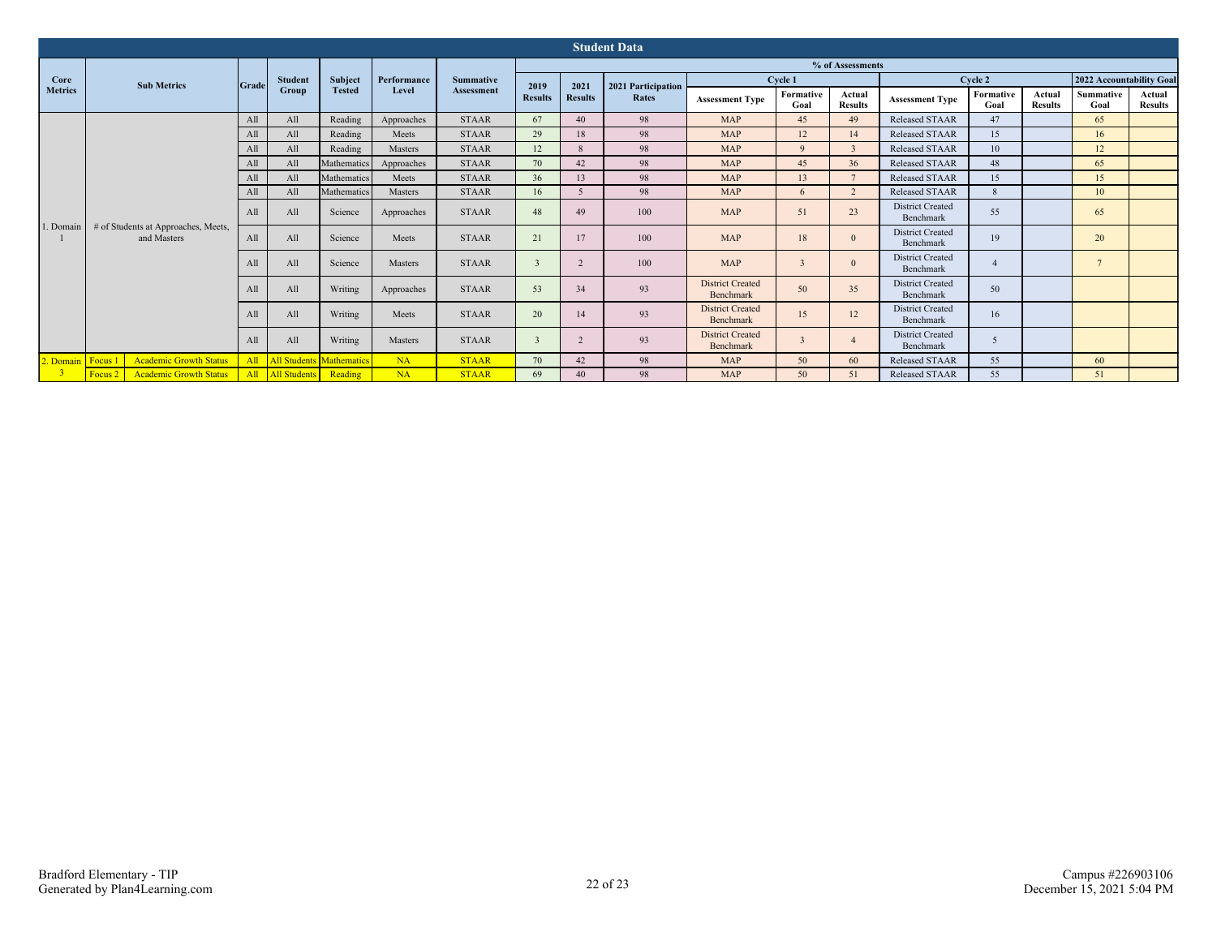## Student Data

| Core Metrics | Sub Metrics | | Grade | Student Group | Subject Tested | Performance Level | Summative Assessment | 2019 Results | 2021 Results | 2021 Participation Rates | % of Assessments | | | | | | | |
|---|---|---|---|---|---|---|---|---|---|---|---|---|---|---|---|---|---|---|
| | | | | | | | | | | | Cycle 1 | | | Cycle 2 | | | 2022 Accountability Goal | |
| | | | | | | | | | | | Assessment Type | Formative Goal | Actual Results | Assessment Type | Formative Goal | Actual Results | Summative Goal | Actual Results |
| 1. Domain 1 | # of Students at Approaches, Meets, and Masters | | All | All | Reading | Approaches | STAAR | 67 | 40 | 98 | MAP | 45 | 49 | Released STAAR | 47 | | 65 | |
| | | | All | All | Reading | Meets | STAAR | 29 | 18 | 98 | MAP | 12 | 14 | Released STAAR | 15 | | 16 | |
| | | | All | All | Reading | Masters | STAAR | 12 | 8 | 98 | MAP | 9 | 3 | Released STAAR | 10 | | 12 | |
| | | | All | All | Mathematics | Approaches | STAAR | 70 | 42 | 98 | MAP | 45 | 36 | Released STAAR | 48 | | 65 | |
| | | | All | All | Mathematics | Meets | STAAR | 36 | 13 | 98 | MAP | 13 | 7 | Released STAAR | 15 | | 15 | |
| | | | All | All | Mathematics | Masters | STAAR | 16 | 5 | 98 | MAP | 6 | 2 | Released STAAR | 8 | | 10 | |
| | | | All | All | Science | Approaches | STAAR | 48 | 49 | 100 | MAP | 51 | 23 | District Created Benchmark | 55 | | 65 | |
| | | | All | All | Science | Meets | STAAR | 21 | 17 | 100 | MAP | 18 | 0 | District Created Benchmark | 19 | | 20 | |
| | | | All | All | Science | Masters | STAAR | 3 | 2 | 100 | MAP | 3 | 0 | District Created Benchmark | 4 | | 7 | |
| | | | All | All | Writing | Approaches | STAAR | 53 | 34 | 93 | District Created Benchmark | 50 | 35 | District Created Benchmark | 50 | | | |
| | | | All | All | Writing | Meets | STAAR | 20 | 14 | 93 | District Created Benchmark | 15 | 12 | District Created Benchmark | 16 | | | |
| | | | All | All | Writing | Masters | STAAR | 3 | 2 | 93 | District Created Benchmark | 3 | 4 | District Created Benchmark | 5 | | | |
| 2. Domain 3 | Focus 1 | Academic Growth Status | All | All Students | Mathematics | NA | STAAR | 70 | 42 | 98 | MAP | 50 | 60 | Released STAAR | 55 | | 60 | |
| | Focus 2 | Academic Growth Status | All | All Students | Reading | NA | STAAR | 69 | 40 | 98 | MAP | 50 | 51 | Released STAAR | 55 | | 51 | |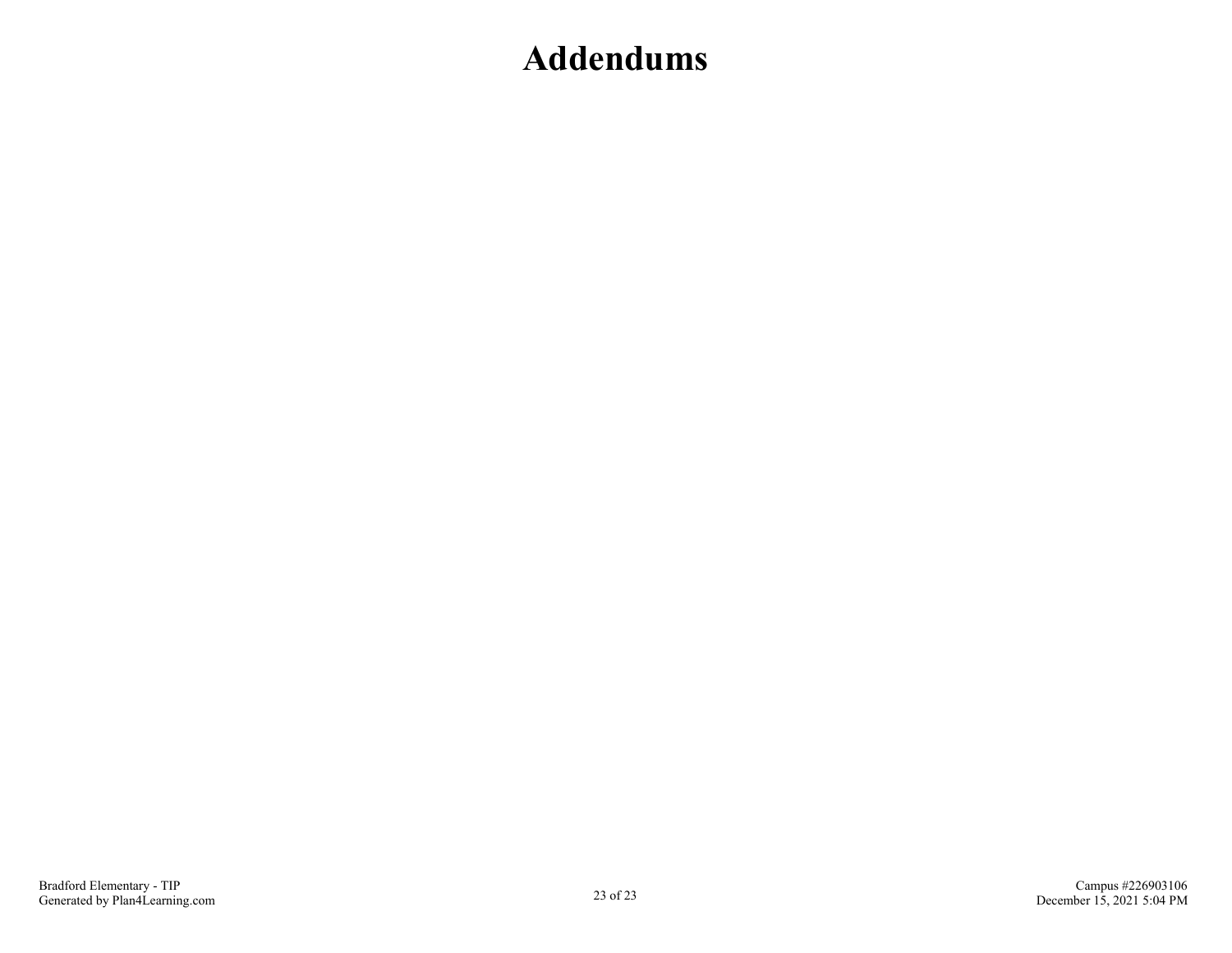# Addendums